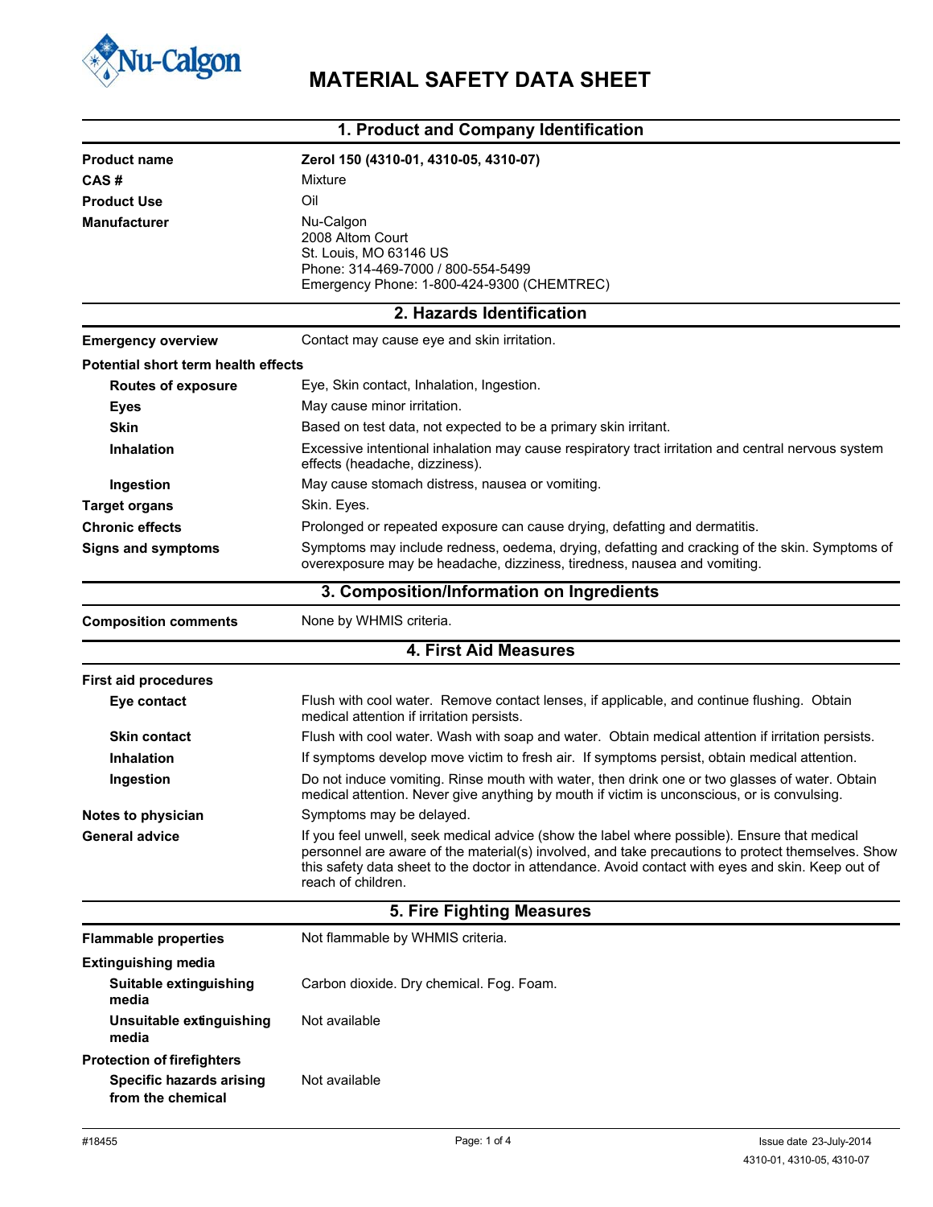# MATERIAL SAFETY DATA SHEET

## 1. Product and Company Identification

| | |
|---|---|
| **Product name** | **Zerol 150 (4310-01, 4310-05, 4310-07)** |
| **CAS #** | Mixture |
| **Product Use** | Oil |
| **Manufacturer** | Nu-Calgon<br>2008 Altom Court<br>St. Louis, MO 63146 US<br>Phone: 314-469-7000 / 800-554-5499<br>Emergency Phone: 1-800-424-9300 (CHEMTREC) |

## 2. Hazards Identification

| | |
|---|---|
| **Emergency overview** | Contact may cause eye and skin irritation. |
| **Potential short term health effects** | |
| **Routes of exposure** | Eye, Skin contact, Inhalation, Ingestion. |
| **Eyes** | May cause minor irritation. |
| **Skin** | Based on test data, not expected to be a primary skin irritant. |
| **Inhalation** | Excessive intentional inhalation may cause respiratory tract irritation and central nervous system effects (headache, dizziness). |
| **Ingestion** | May cause stomach distress, nausea or vomiting. |
| **Target organs** | Skin. Eyes. |
| **Chronic effects** | Prolonged or repeated exposure can cause drying, defatting and dermatitis. |
| **Signs and symptoms** | Symptoms may include redness, oedema, drying, defatting and cracking of the skin. Symptoms of overexposure may be headache, dizziness, tiredness, nausea and vomiting. |

## 3. Composition/Information on Ingredients

| | |
|---|---|
| **Composition comments** | None by WHMIS criteria. |

## 4. First Aid Measures

| | |
|---|---|
| **First aid procedures** | |
| **Eye contact** | Flush with cool water. Remove contact lenses, if applicable, and continue flushing. Obtain medical attention if irritation persists. |
| **Skin contact** | Flush with cool water. Wash with soap and water. Obtain medical attention if irritation persists. |
| **Inhalation** | If symptoms develop move victim to fresh air. If symptoms persist, obtain medical attention. |
| **Ingestion** | Do not induce vomiting. Rinse mouth with water, then drink one or two glasses of water. Obtain medical attention. Never give anything by mouth if victim is unconscious, or is convulsing. |
| **Notes to physician** | Symptoms may be delayed. |
| **General advice** | If you feel unwell, seek medical advice (show the label where possible). Ensure that medical personnel are aware of the material(s) involved, and take precautions to protect themselves. Show this safety data sheet to the doctor in attendance. Avoid contact with eyes and skin. Keep out of reach of children. |

## 5. Fire Fighting Measures

| | |
|---|---|
| **Flammable properties** | Not flammable by WHMIS criteria. |
| **Extinguishing media** | |
| **Suitable extinguishing media** | Carbon dioxide. Dry chemical. Fog. Foam. |
| **Unsuitable extinguishing media** | Not available |
| **Protection of firefighters** | |
| **Specific hazards arising from the chemical** | Not available |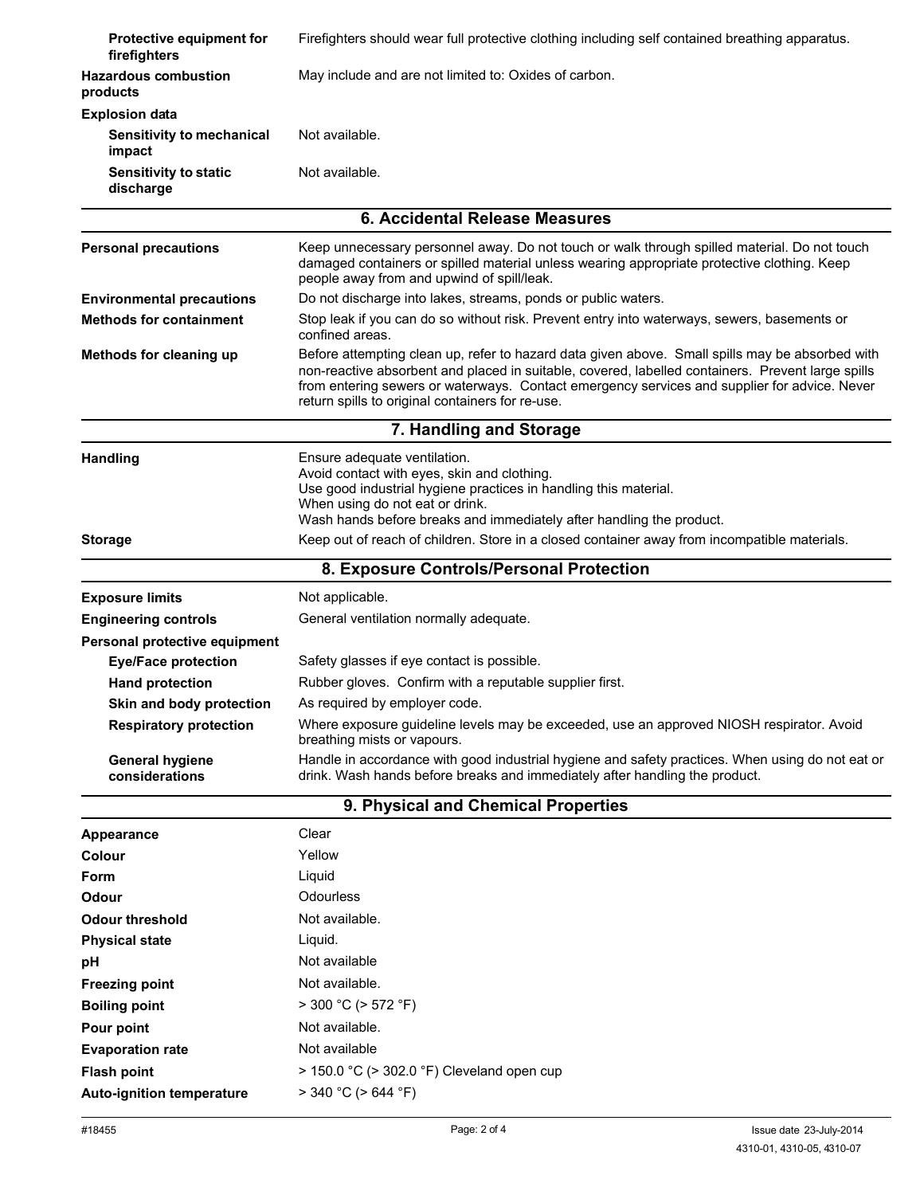| | |
|---|---|
| **Protective equipment for firefighters** | Firefighters should wear full protective clothing including self contained breathing apparatus. |
| **Hazardous combustion products** | May include and are not limited to: Oxides of carbon. |
| **Explosion data** | |
| **Sensitivity to mechanical impact** | Not available. |
| **Sensitivity to static discharge** | Not available. |

## 6. Accidental Release Measures

| | |
|---|---|
| **Personal precautions** | Keep unnecessary personnel away. Do not touch or walk through spilled material. Do not touch damaged containers or spilled material unless wearing appropriate protective clothing. Keep people away from and upwind of spill/leak. |
| **Environmental precautions** | Do not discharge into lakes, streams, ponds or public waters. |
| **Methods for containment** | Stop leak if you can do so without risk. Prevent entry into waterways, sewers, basements or confined areas. |
| **Methods for cleaning up** | Before attempting clean up, refer to hazard data given above. Small spills may be absorbed with non-reactive absorbent and placed in suitable, covered, labelled containers. Prevent large spills from entering sewers or waterways. Contact emergency services and supplier for advice. Never return spills to original containers for re-use. |

## 7. Handling and Storage

| | |
|---|---|
| **Handling** | Ensure adequate ventilation.<br>Avoid contact with eyes, skin and clothing.<br>Use good industrial hygiene practices in handling this material.<br>When using do not eat or drink.<br>Wash hands before breaks and immediately after handling the product. |
| **Storage** | Keep out of reach of children. Store in a closed container away from incompatible materials. |

## 8. Exposure Controls/Personal Protection

| | |
|---|---|
| **Exposure limits** | Not applicable. |
| **Engineering controls** | General ventilation normally adequate. |
| **Personal protective equipment** | |
| **Eye/Face protection** | Safety glasses if eye contact is possible. |
| **Hand protection** | Rubber gloves. Confirm with a reputable supplier first. |
| **Skin and body protection** | As required by employer code. |
| **Respiratory protection** | Where exposure guideline levels may be exceeded, use an approved NIOSH respirator. Avoid breathing mists or vapours. |
| **General hygiene considerations** | Handle in accordance with good industrial hygiene and safety practices. When using do not eat or drink. Wash hands before breaks and immediately after handling the product. |

## 9. Physical and Chemical Properties

| | |
|---|---|
| **Appearance** | Clear |
| **Colour** | Yellow |
| **Form** | Liquid |
| **Odour** | Odourless |
| **Odour threshold** | Not available. |
| **Physical state** | Liquid. |
| **pH** | Not available |
| **Freezing point** | Not available. |
| **Boiling point** | > 300 °C (> 572 °F) |
| **Pour point** | Not available. |
| **Evaporation rate** | Not available |
| **Flash point** | > 150.0 °C (> 302.0 °F) Cleveland open cup |
| **Auto-ignition temperature** | > 340 °C (> 644 °F) |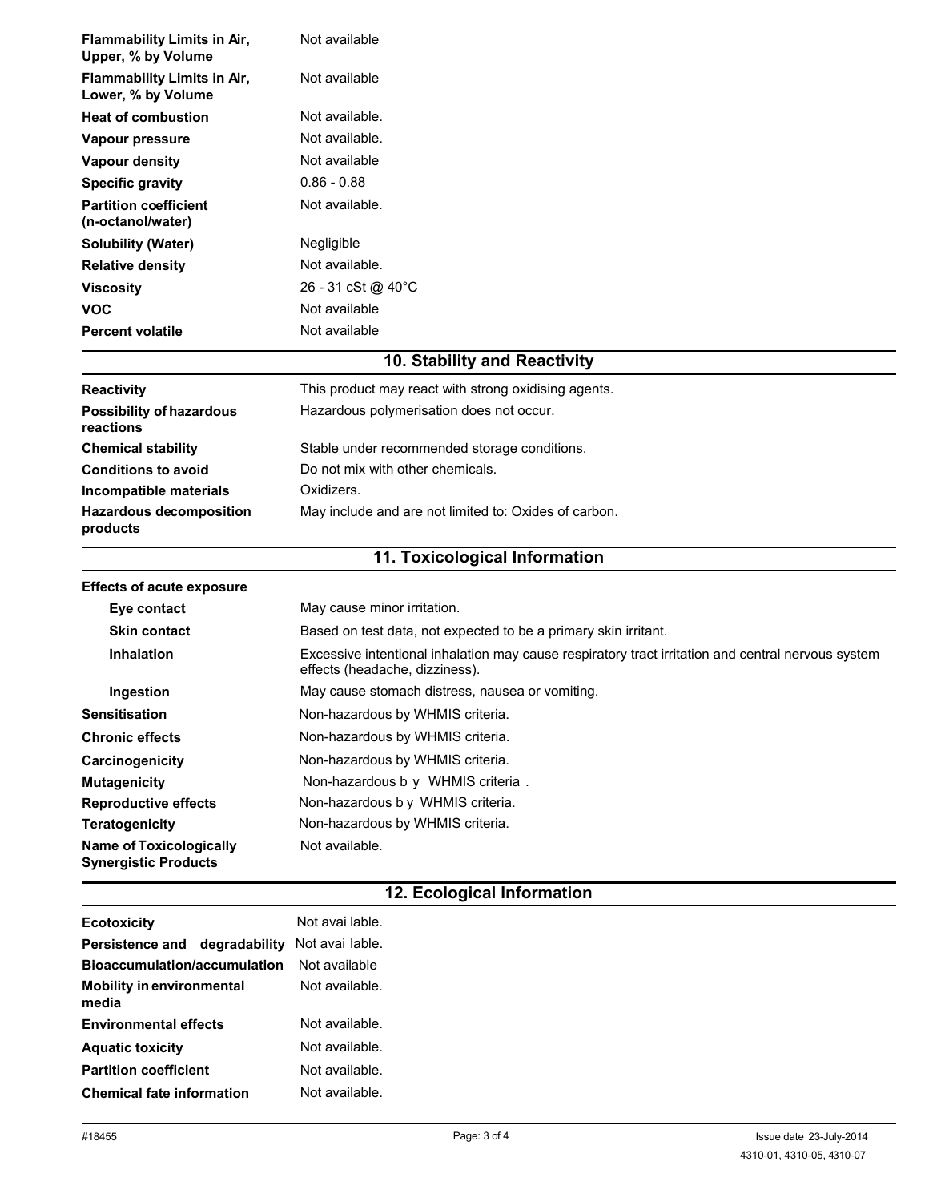| | |
|---|---|
| **Flammability Limits in Air, Upper, % by Volume** | Not available |
| **Flammability Limits in Air, Lower, % by Volume** | Not available |
| **Heat of combustion** | Not available. |
| **Vapour pressure** | Not available. |
| **Vapour density** | Not available |
| **Specific gravity** | 0.86 - 0.88 |
| **Partition coefficient (n-octanol/water)** | Not available. |
| **Solubility (Water)** | Negligible |
| **Relative density** | Not available. |
| **Viscosity** | 26 - 31 cSt @ 40°C |
| **VOC** | Not available |
| **Percent volatile** | Not available |

## 10. Stability and Reactivity

| | |
|---|---|
| **Reactivity** | This product may react with strong oxidising agents. |
| **Possibility of hazardous reactions** | Hazardous polymerisation does not occur. |
| **Chemical stability** | Stable under recommended storage conditions. |
| **Conditions to avoid** | Do not mix with other chemicals. |
| **Incompatible materials** | Oxidizers. |
| **Hazardous decomposition products** | May include and are not limited to: Oxides of carbon. |

## 11. Toxicological Information

| | |
|---|---|
| **Effects of acute exposure** | |
| **Eye contact** | May cause minor irritation. |
| **Skin contact** | Based on test data, not expected to be a primary skin irritant. |
| **Inhalation** | Excessive intentional inhalation may cause respiratory tract irritation and central nervous system effects (headache, dizziness). |
| **Ingestion** | May cause stomach distress, nausea or vomiting. |
| **Sensitisation** | Non-hazardous by WHMIS criteria. |
| **Chronic effects** | Non-hazardous by WHMIS criteria. |
| **Carcinogenicity** | Non-hazardous by WHMIS criteria. |
| **Mutagenicity** | Non-hazardous by WHMIS criteria. |
| **Reproductive effects** | Non-hazardous by WHMIS criteria. |
| **Teratogenicity** | Non-hazardous by WHMIS criteria. |
| **Name of Toxicologically Synergistic Products** | Not available. |

## 12. Ecological Information

| | |
|---|---|
| **Ecotoxicity** | Not available. |
| **Persistence and degradability** | Not available. |
| **Bioaccumulation/accumulation** | Not available |
| **Mobility in environmental media** | Not available. |
| **Environmental effects** | Not available. |
| **Aquatic toxicity** | Not available. |
| **Partition coefficient** | Not available. |
| **Chemical fate information** | Not available. |

#18455 Issue date 23-July-2014
4310-01, 4310-05, 4310-07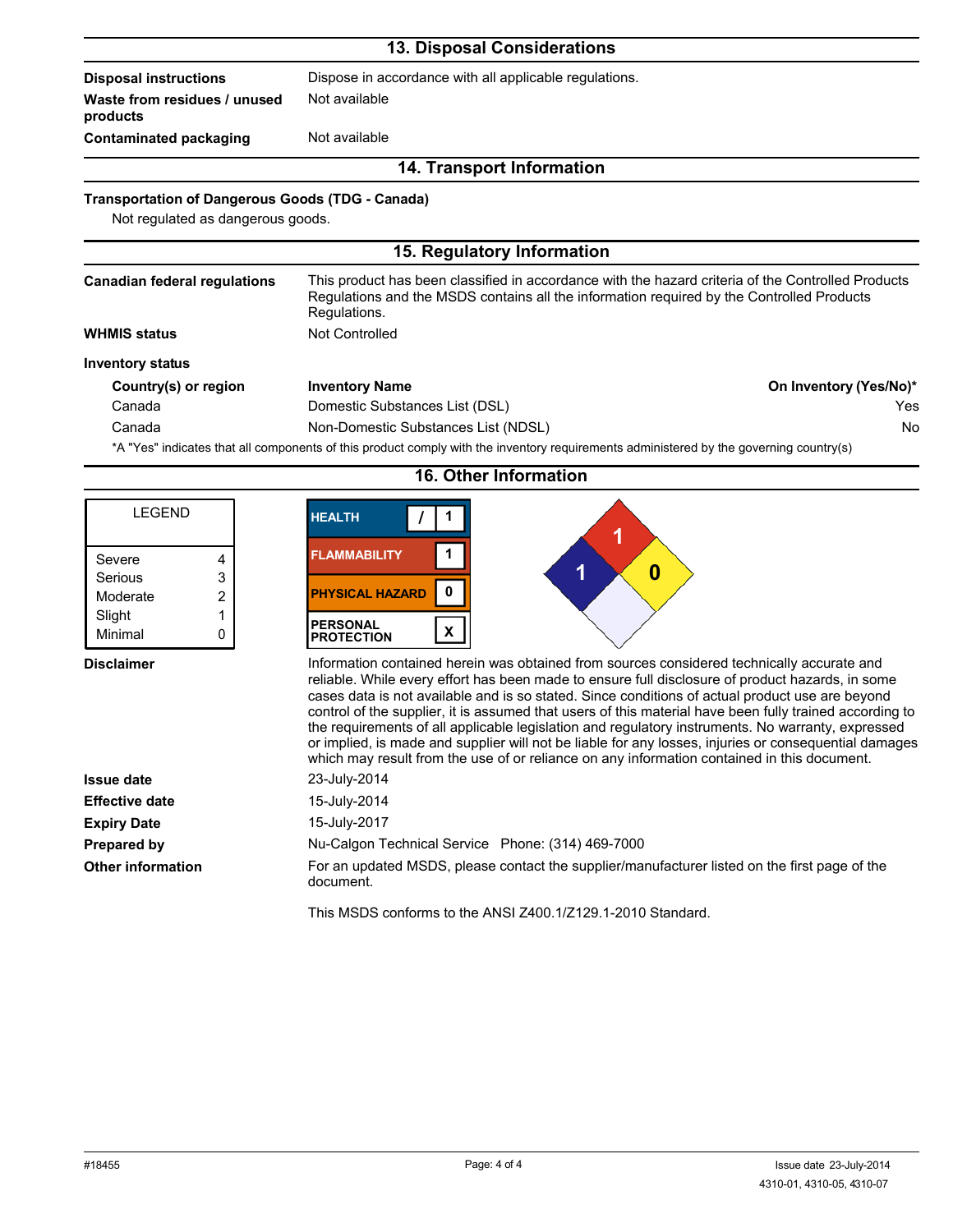## 13. Disposal Considerations

| | |
|---|---|
| **Disposal instructions** | Dispose in accordance with all applicable regulations. |
| **Waste from residues / unused products** | Not available |
| **Contaminated packaging** | Not available |

## 14. Transport Information

**Transportation of Dangerous Goods (TDG - Canada)**

Not regulated as dangerous goods.

## 15. Regulatory Information

| | |
|---|---|
| **Canadian federal regulations** | This product has been classified in accordance with the hazard criteria of the Controlled Products Regulations and the MSDS contains all the information required by the Controlled Products Regulations. |
| **WHMIS status** | Not Controlled |

**Inventory status**

| Country(s) or region | Inventory Name | On Inventory (Yes/No)* |
|---|---|---|
| Canada | Domestic Substances List (DSL) | Yes |
| Canada | Non-Domestic Substances List (NDSL) | No |

*A "Yes" indicates that all components of this product comply with the inventory requirements administered by the governing country(s)

## 16. Other Information

| LEGEND | |
|---|---|
| Severe | 4 |
| Serious | 3 |
| Moderate | 2 |
| Slight | 1 |
| Minimal | 0 |

| | |
|---|---|
| HEALTH | / 1 |
| FLAMMABILITY | 1 |
| PHYSICAL HAZARD | 0 |
| PERSONAL PROTECTION | X |

1
1
0

| | |
|---|---|
| **Disclaimer** | Information contained herein was obtained from sources considered technically accurate and reliable. While every effort has been made to ensure full disclosure of product hazards, in some cases data is not available and is so stated. Since conditions of actual product use are beyond control of the supplier, it is assumed that users of this material have been fully trained according to the requirements of all applicable legislation and regulatory instruments. No warranty, expressed or implied, is made and supplier will not be liable for any losses, injuries or consequential damages which may result from the use of or reliance on any information contained in this document. |
| **Issue date** | 23-July-2014 |
| **Effective date** | 15-July-2014 |
| **Expiry Date** | 15-July-2017 |
| **Prepared by** | Nu-Calgon Technical Service Phone: (314) 469-7000 |
| **Other information** | For an updated MSDS, please contact the supplier/manufacturer listed on the first page of the document. |

This MSDS conforms to the ANSI Z400.1/Z129.1-2010 Standard.